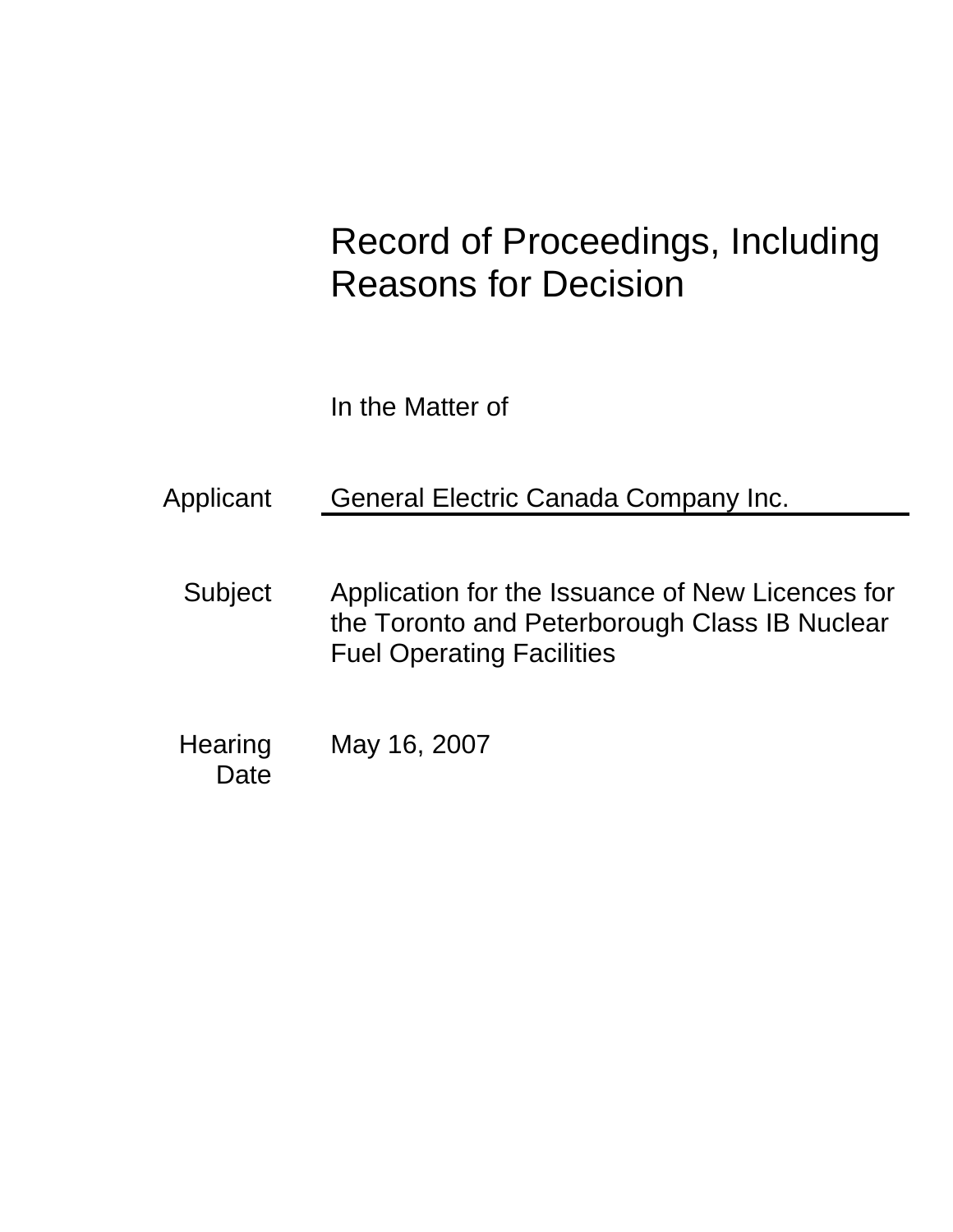# Record of Proceedings, Including Reasons for Decision

In the Matter of

| | |
|---|---|
| Applicant | General Electric Canada Company Inc. |
| Subject | Application for the Issuance of New Licences for the Toronto and Peterborough Class IB Nuclear Fuel Operating Facilities |
| Hearing Date | May 16, 2007 |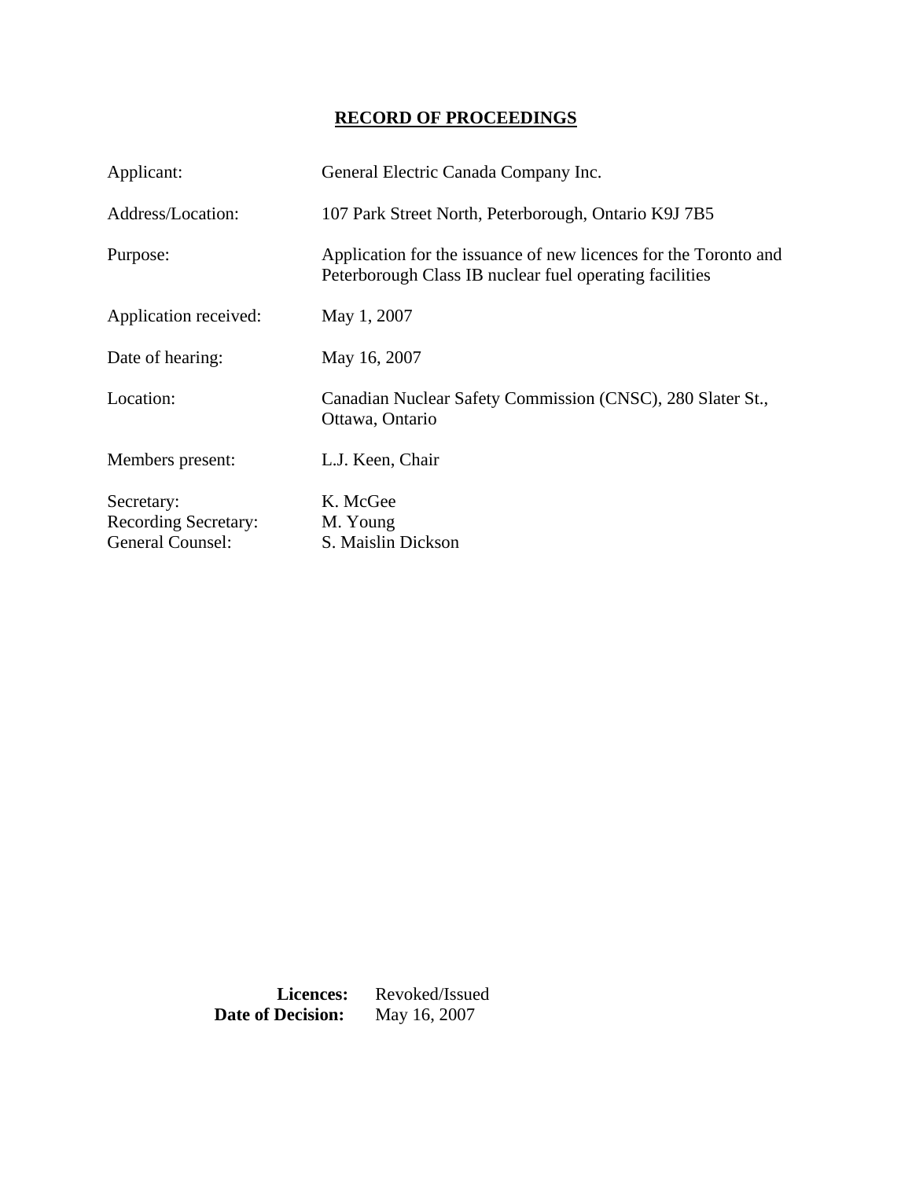# RECORD OF PROCEEDINGS

| | |
|---|---|
| Applicant: | General Electric Canada Company Inc. |
| Address/Location: | 107 Park Street North, Peterborough, Ontario K9J 7B5 |
| Purpose: | Application for the issuance of new licences for the Toronto and Peterborough Class IB nuclear fuel operating facilities |
| Application received: | May 1, 2007 |
| Date of hearing: | May 16, 2007 |
| Location: | Canadian Nuclear Safety Commission (CNSC), 280 Slater St., Ottawa, Ontario |
| Members present: | L.J. Keen, Chair |
| Secretary: | K. McGee |
| Recording Secretary: | M. Young |
| General Counsel: | S. Maislin Dickson |

**Licences:** Revoked/Issued
**Date of Decision:** May 16, 2007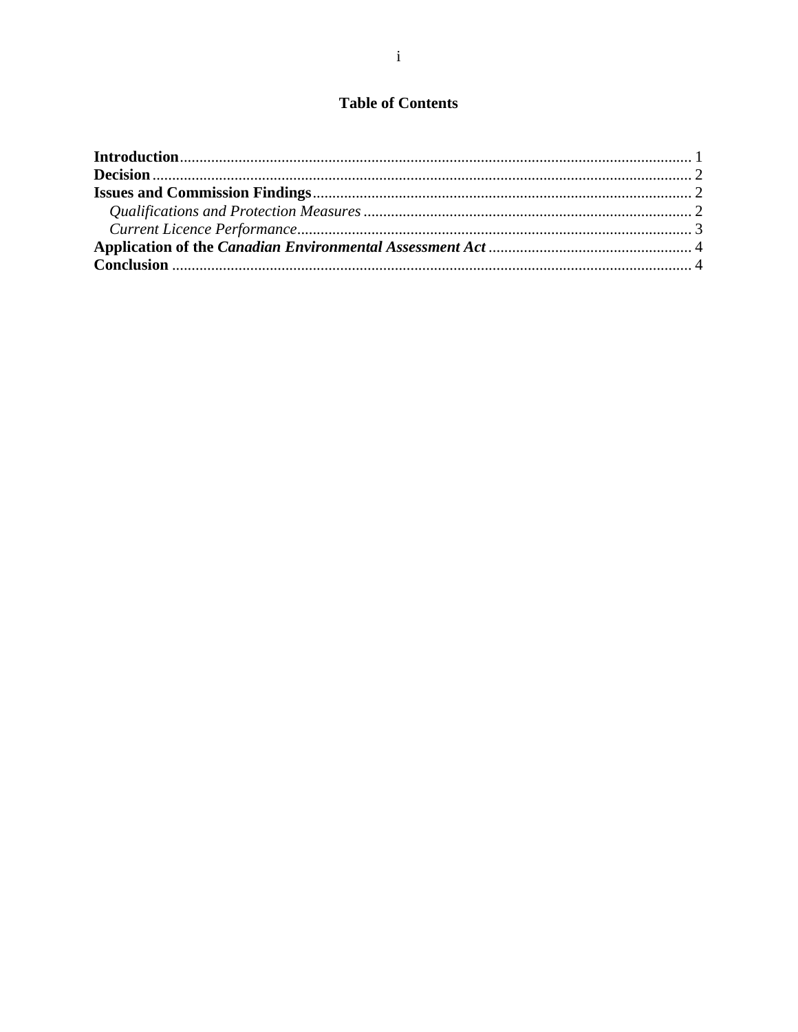# Table of Contents

**Introduction** .................................................................................................................................. 1
**Decision** ........................................................................................................................................ 2
**Issues and Commission Findings** ................................................................................................ 2
    *Qualifications and Protection Measures* ................................................................................... 2
    *Current Licence Performance* .................................................................................................... 3
**Application of the *Canadian Environmental Assessment Act*** .................................................... 4
**Conclusion** .................................................................................................................................... 4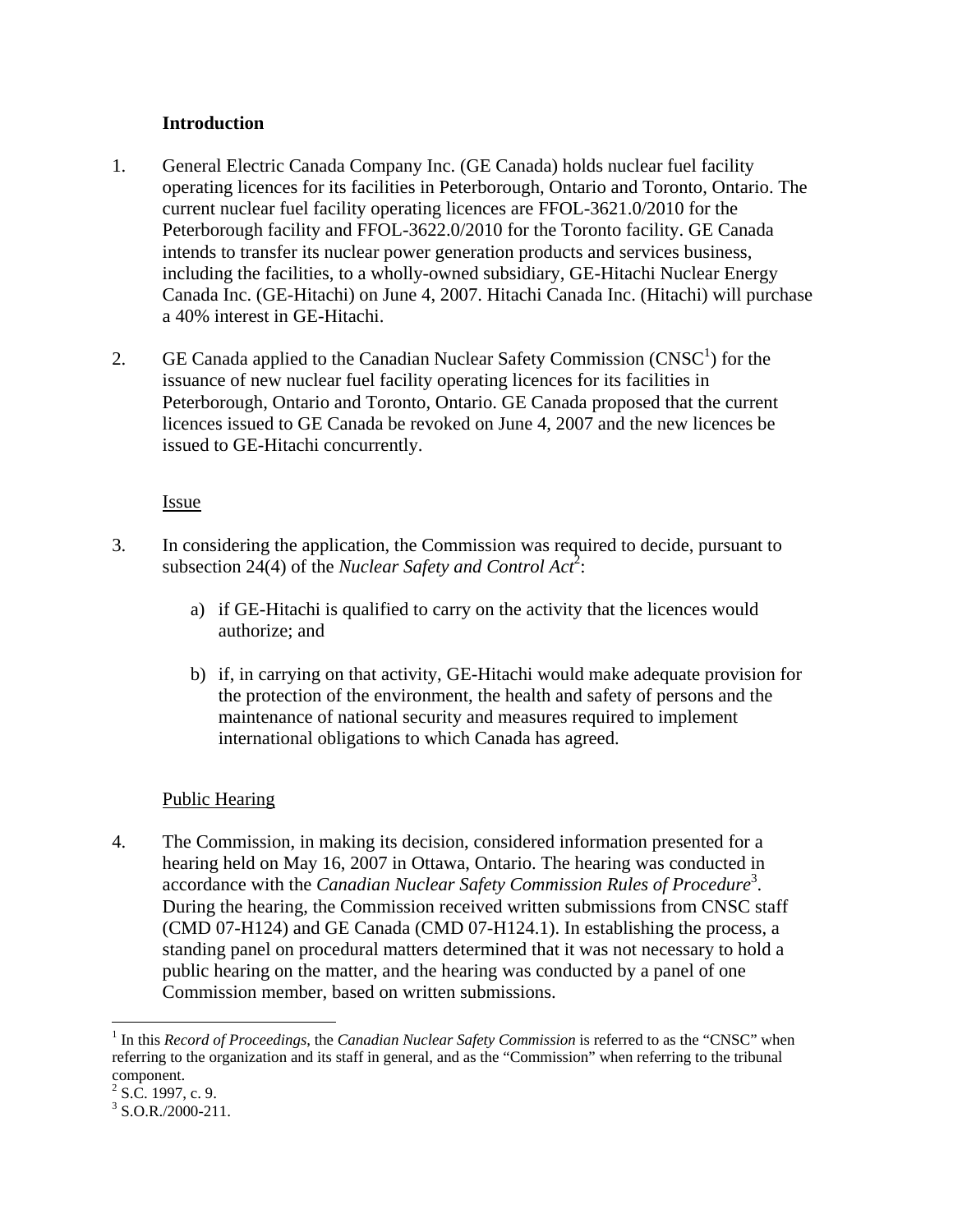**Introduction**

1. General Electric Canada Company Inc. (GE Canada) holds nuclear fuel facility operating licences for its facilities in Peterborough, Ontario and Toronto, Ontario. The current nuclear fuel facility operating licences are FFOL-3621.0/2010 for the Peterborough facility and FFOL-3622.0/2010 for the Toronto facility. GE Canada intends to transfer its nuclear power generation products and services business, including the facilities, to a wholly-owned subsidiary, GE-Hitachi Nuclear Energy Canada Inc. (GE-Hitachi) on June 4, 2007. Hitachi Canada Inc. (Hitachi) will purchase a 40% interest in GE-Hitachi.

2. GE Canada applied to the Canadian Nuclear Safety Commission (CNSC[1]) for the issuance of new nuclear fuel facility operating licences for its facilities in Peterborough, Ontario and Toronto, Ontario. GE Canada proposed that the current licences issued to GE Canada be revoked on June 4, 2007 and the new licences be issued to GE-Hitachi concurrently.

Issue

3. In considering the application, the Commission was required to decide, pursuant to subsection 24(4) of the *Nuclear Safety and Control Act*[2]:

   a) if GE-Hitachi is qualified to carry on the activity that the licences would authorize; and

   b) if, in carrying on that activity, GE-Hitachi would make adequate provision for the protection of the environment, the health and safety of persons and the maintenance of national security and measures required to implement international obligations to which Canada has agreed.

Public Hearing

4. The Commission, in making its decision, considered information presented for a hearing held on May 16, 2007 in Ottawa, Ontario. The hearing was conducted in accordance with the *Canadian Nuclear Safety Commission Rules of Procedure*[3]. During the hearing, the Commission received written submissions from CNSC staff (CMD 07-H124) and GE Canada (CMD 07-H124.1). In establishing the process, a standing panel on procedural matters determined that it was not necessary to hold a public hearing on the matter, and the hearing was conducted by a panel of one Commission member, based on written submissions.

---

[1] In this *Record of Proceedings*, the *Canadian Nuclear Safety Commission* is referred to as the "CNSC" when referring to the organization and its staff in general, and as the "Commission" when referring to the tribunal component.

[2] S.C. 1997, c. 9.

[3] S.O.R./2000-211.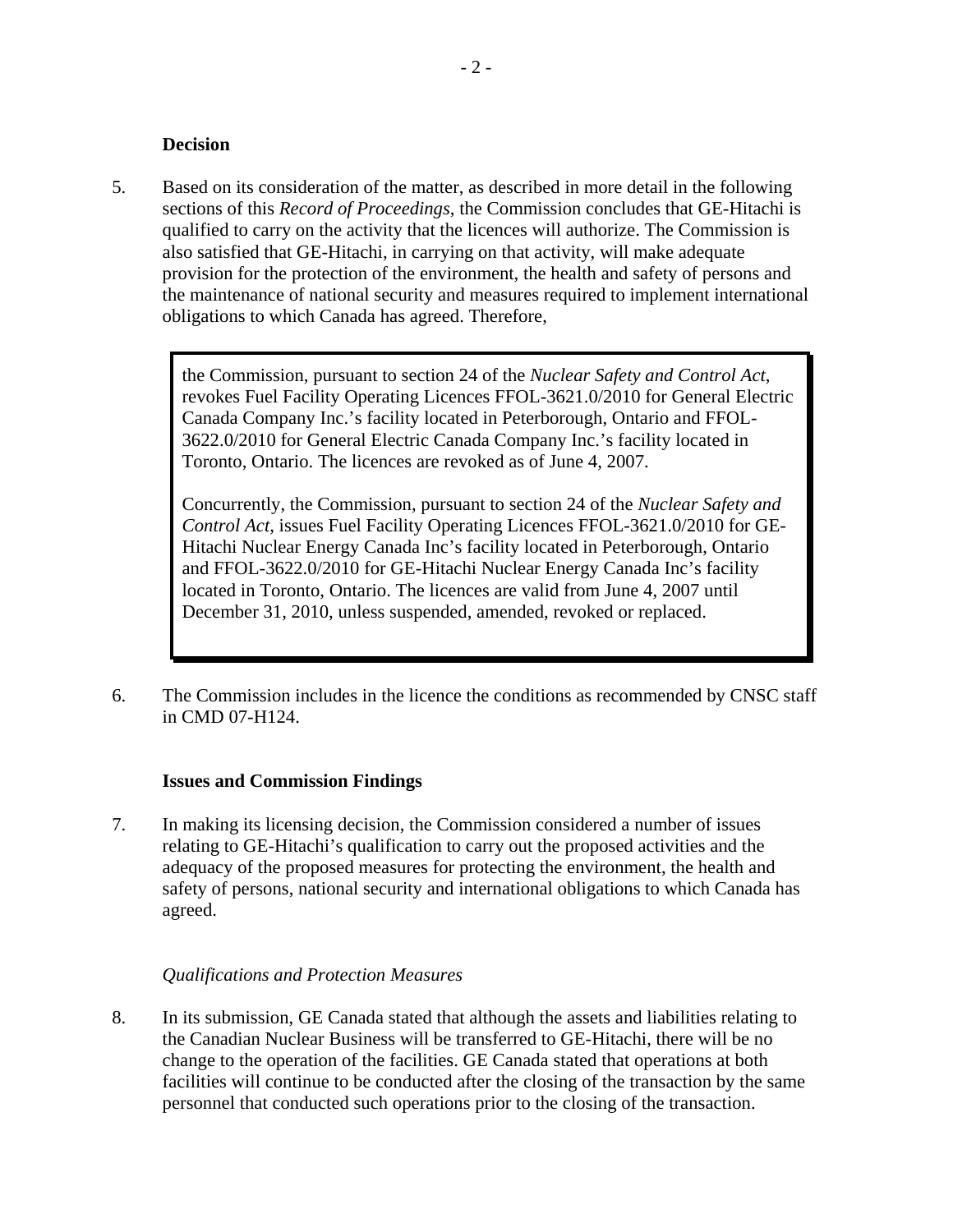### Decision

5. Based on its consideration of the matter, as described in more detail in the following sections of this *Record of Proceedings*, the Commission concludes that GE-Hitachi is qualified to carry on the activity that the licences will authorize. The Commission is also satisfied that GE-Hitachi, in carrying on that activity, will make adequate provision for the protection of the environment, the health and safety of persons and the maintenance of national security and measures required to implement international obligations to which Canada has agreed. Therefore,

> the Commission, pursuant to section 24 of the *Nuclear Safety and Control Act*, revokes Fuel Facility Operating Licences FFOL-3621.0/2010 for General Electric Canada Company Inc.'s facility located in Peterborough, Ontario and FFOL-3622.0/2010 for General Electric Canada Company Inc.'s facility located in Toronto, Ontario. The licences are revoked as of June 4, 2007.
>
> Concurrently, the Commission, pursuant to section 24 of the *Nuclear Safety and Control Act*, issues Fuel Facility Operating Licences FFOL-3621.0/2010 for GE-Hitachi Nuclear Energy Canada Inc's facility located in Peterborough, Ontario and FFOL-3622.0/2010 for GE-Hitachi Nuclear Energy Canada Inc's facility located in Toronto, Ontario. The licences are valid from June 4, 2007 until December 31, 2010, unless suspended, amended, revoked or replaced.

6. The Commission includes in the licence the conditions as recommended by CNSC staff in CMD 07-H124.

### Issues and Commission Findings

7. In making its licensing decision, the Commission considered a number of issues relating to GE-Hitachi's qualification to carry out the proposed activities and the adequacy of the proposed measures for protecting the environment, the health and safety of persons, national security and international obligations to which Canada has agreed.

#### *Qualifications and Protection Measures*

8. In its submission, GE Canada stated that although the assets and liabilities relating to the Canadian Nuclear Business will be transferred to GE-Hitachi, there will be no change to the operation of the facilities. GE Canada stated that operations at both facilities will continue to be conducted after the closing of the transaction by the same personnel that conducted such operations prior to the closing of the transaction.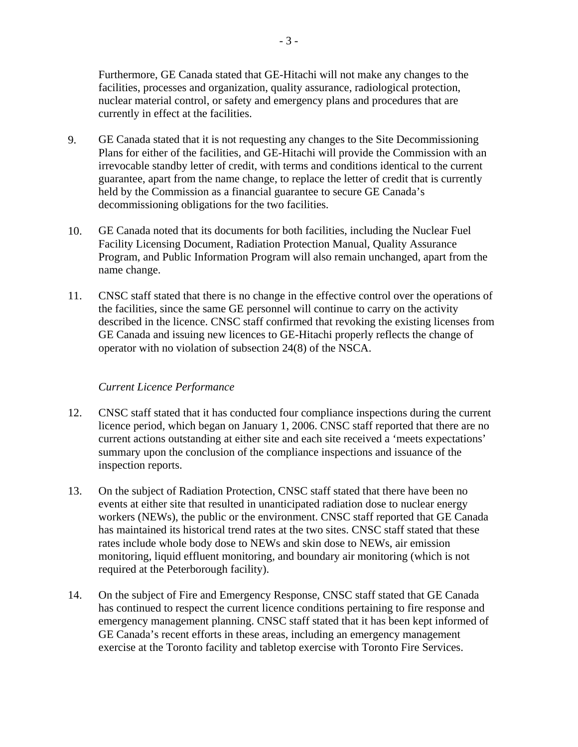Furthermore, GE Canada stated that GE-Hitachi will not make any changes to the facilities, processes and organization, quality assurance, radiological protection, nuclear material control, or safety and emergency plans and procedures that are currently in effect at the facilities.

9. GE Canada stated that it is not requesting any changes to the Site Decommissioning Plans for either of the facilities, and GE-Hitachi will provide the Commission with an irrevocable standby letter of credit, with terms and conditions identical to the current guarantee, apart from the name change, to replace the letter of credit that is currently held by the Commission as a financial guarantee to secure GE Canada's decommissioning obligations for the two facilities.

10. GE Canada noted that its documents for both facilities, including the Nuclear Fuel Facility Licensing Document, Radiation Protection Manual, Quality Assurance Program, and Public Information Program will also remain unchanged, apart from the name change.

11. CNSC staff stated that there is no change in the effective control over the operations of the facilities, since the same GE personnel will continue to carry on the activity described in the licence. CNSC staff confirmed that revoking the existing licenses from GE Canada and issuing new licences to GE-Hitachi properly reflects the change of operator with no violation of subsection 24(8) of the NSCA.

*Current Licence Performance*

12. CNSC staff stated that it has conducted four compliance inspections during the current licence period, which began on January 1, 2006. CNSC staff reported that there are no current actions outstanding at either site and each site received a 'meets expectations' summary upon the conclusion of the compliance inspections and issuance of the inspection reports.

13. On the subject of Radiation Protection, CNSC staff stated that there have been no events at either site that resulted in unanticipated radiation dose to nuclear energy workers (NEWs), the public or the environment. CNSC staff reported that GE Canada has maintained its historical trend rates at the two sites. CNSC staff stated that these rates include whole body dose to NEWs and skin dose to NEWs, air emission monitoring, liquid effluent monitoring, and boundary air monitoring (which is not required at the Peterborough facility).

14. On the subject of Fire and Emergency Response, CNSC staff stated that GE Canada has continued to respect the current licence conditions pertaining to fire response and emergency management planning. CNSC staff stated that it has been kept informed of GE Canada's recent efforts in these areas, including an emergency management exercise at the Toronto facility and tabletop exercise with Toronto Fire Services.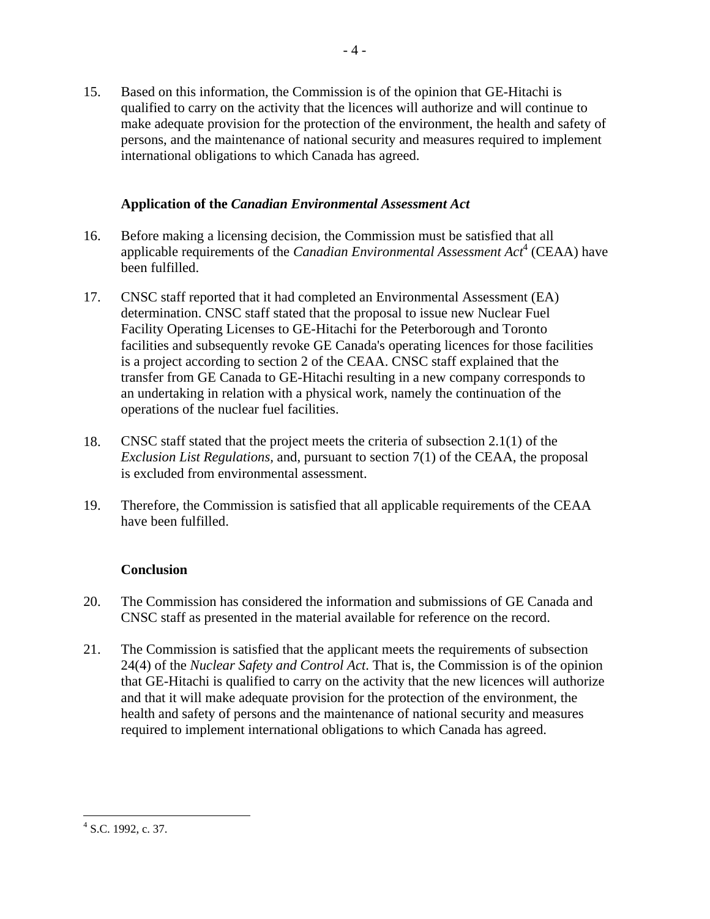15. Based on this information, the Commission is of the opinion that GE-Hitachi is qualified to carry on the activity that the licences will authorize and will continue to make adequate provision for the protection of the environment, the health and safety of persons, and the maintenance of national security and measures required to implement international obligations to which Canada has agreed.

### Application of the *Canadian Environmental Assessment Act*

16. Before making a licensing decision, the Commission must be satisfied that all applicable requirements of the *Canadian Environmental Assessment Act*[4] (CEAA) have been fulfilled.

17. CNSC staff reported that it had completed an Environmental Assessment (EA) determination. CNSC staff stated that the proposal to issue new Nuclear Fuel Facility Operating Licenses to GE-Hitachi for the Peterborough and Toronto facilities and subsequently revoke GE Canada's operating licences for those facilities is a project according to section 2 of the CEAA. CNSC staff explained that the transfer from GE Canada to GE-Hitachi resulting in a new company corresponds to an undertaking in relation with a physical work, namely the continuation of the operations of the nuclear fuel facilities.

18. CNSC staff stated that the project meets the criteria of subsection 2.1(1) of the *Exclusion List Regulations*, and, pursuant to section 7(1) of the CEAA, the proposal is excluded from environmental assessment.

19. Therefore, the Commission is satisfied that all applicable requirements of the CEAA have been fulfilled.

### Conclusion

20. The Commission has considered the information and submissions of GE Canada and CNSC staff as presented in the material available for reference on the record.

21. The Commission is satisfied that the applicant meets the requirements of subsection 24(4) of the *Nuclear Safety and Control Act*. That is, the Commission is of the opinion that GE-Hitachi is qualified to carry on the activity that the new licences will authorize and that it will make adequate provision for the protection of the environment, the health and safety of persons and the maintenance of national security and measures required to implement international obligations to which Canada has agreed.

---

[4] S.C. 1992, c. 37.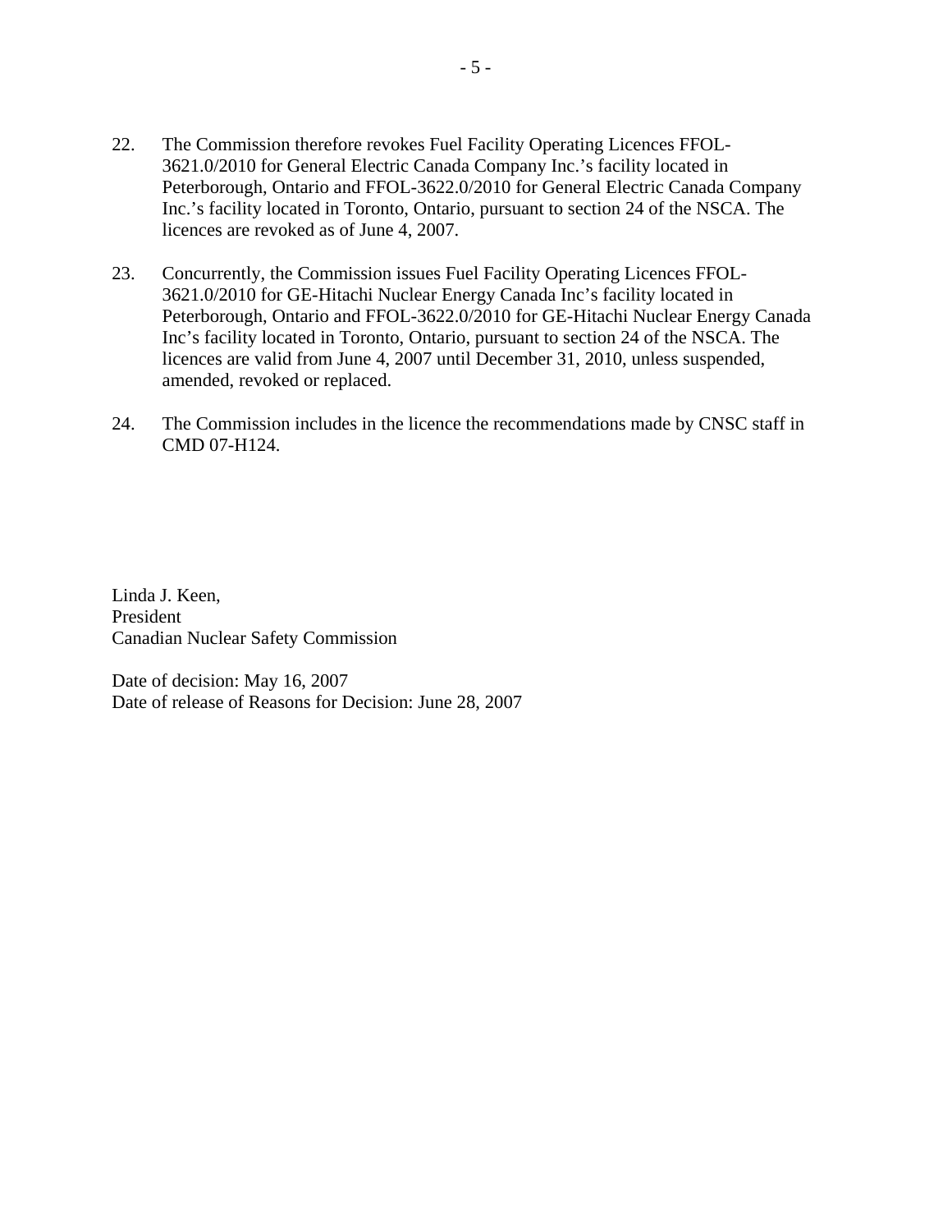22. The Commission therefore revokes Fuel Facility Operating Licences FFOL-3621.0/2010 for General Electric Canada Company Inc.'s facility located in Peterborough, Ontario and FFOL-3622.0/2010 for General Electric Canada Company Inc.'s facility located in Toronto, Ontario, pursuant to section 24 of the NSCA. The licences are revoked as of June 4, 2007.

23. Concurrently, the Commission issues Fuel Facility Operating Licences FFOL-3621.0/2010 for GE-Hitachi Nuclear Energy Canada Inc's facility located in Peterborough, Ontario and FFOL-3622.0/2010 for GE-Hitachi Nuclear Energy Canada Inc's facility located in Toronto, Ontario, pursuant to section 24 of the NSCA. The licences are valid from June 4, 2007 until December 31, 2010, unless suspended, amended, revoked or replaced.

24. The Commission includes in the licence the recommendations made by CNSC staff in CMD 07-H124.

Linda J. Keen,
President
Canadian Nuclear Safety Commission

Date of decision: May 16, 2007
Date of release of Reasons for Decision: June 28, 2007